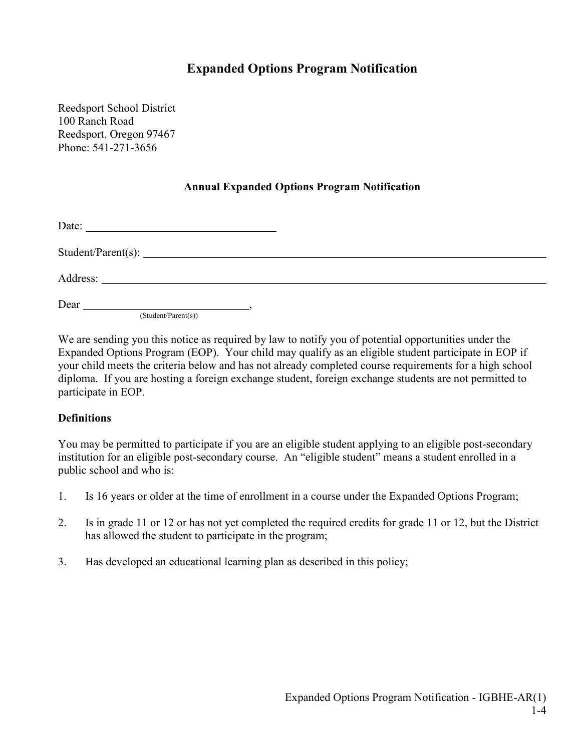# Expanded Options Program Notification

Reedsport School District
100 Ranch Road
Reedsport, Oregon 97467
Phone: 541-271-3656

### Annual Expanded Options Program Notification

Date: ______________________________

Student/Parent(s): ______________________________

Address: ______________________________

Dear ______________________________,
(Student/Parent(s))

We are sending you this notice as required by law to notify you of potential opportunities under the Expanded Options Program (EOP). Your child may qualify as an eligible student participate in EOP if your child meets the criteria below and has not already completed course requirements for a high school diploma. If you are hosting a foreign exchange student, foreign exchange students are not permitted to participate in EOP.

**Definitions**

You may be permitted to participate if you are an eligible student applying to an eligible post-secondary institution for an eligible post-secondary course. An "eligible student" means a student enrolled in a public school and who is:

1. Is 16 years or older at the time of enrollment in a course under the Expanded Options Program;

2. Is in grade 11 or 12 or has not yet completed the required credits for grade 11 or 12, but the District has allowed the student to participate in the program;

3. Has developed an educational learning plan as described in this policy;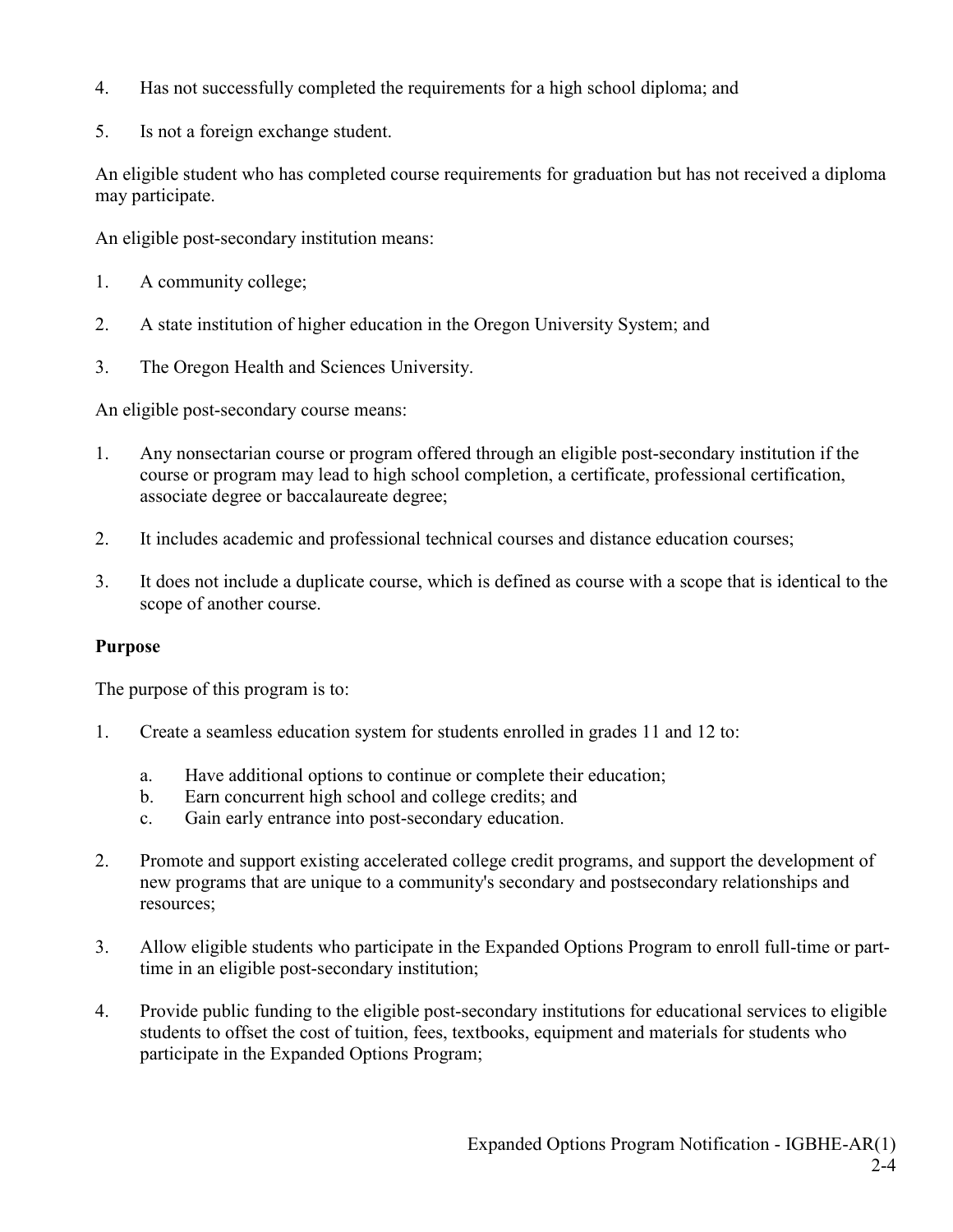4. Has not successfully completed the requirements for a high school diploma; and
5. Is not a foreign exchange student.

An eligible student who has completed course requirements for graduation but has not received a diploma may participate.

An eligible post-secondary institution means:

1. A community college;
2. A state institution of higher education in the Oregon University System; and
3. The Oregon Health and Sciences University.

An eligible post-secondary course means:

1. Any nonsectarian course or program offered through an eligible post-secondary institution if the course or program may lead to high school completion, a certificate, professional certification, associate degree or baccalaureate degree;
2. It includes academic and professional technical courses and distance education courses;
3. It does not include a duplicate course, which is defined as course with a scope that is identical to the scope of another course.

**Purpose**

The purpose of this program is to:

1. Create a seamless education system for students enrolled in grades 11 and 12 to:
   a. Have additional options to continue or complete their education;
   b. Earn concurrent high school and college credits; and
   c. Gain early entrance into post-secondary education.
2. Promote and support existing accelerated college credit programs, and support the development of new programs that are unique to a community's secondary and postsecondary relationships and resources;
3. Allow eligible students who participate in the Expanded Options Program to enroll full-time or part-time in an eligible post-secondary institution;
4. Provide public funding to the eligible post-secondary institutions for educational services to eligible students to offset the cost of tuition, fees, textbooks, equipment and materials for students who participate in the Expanded Options Program;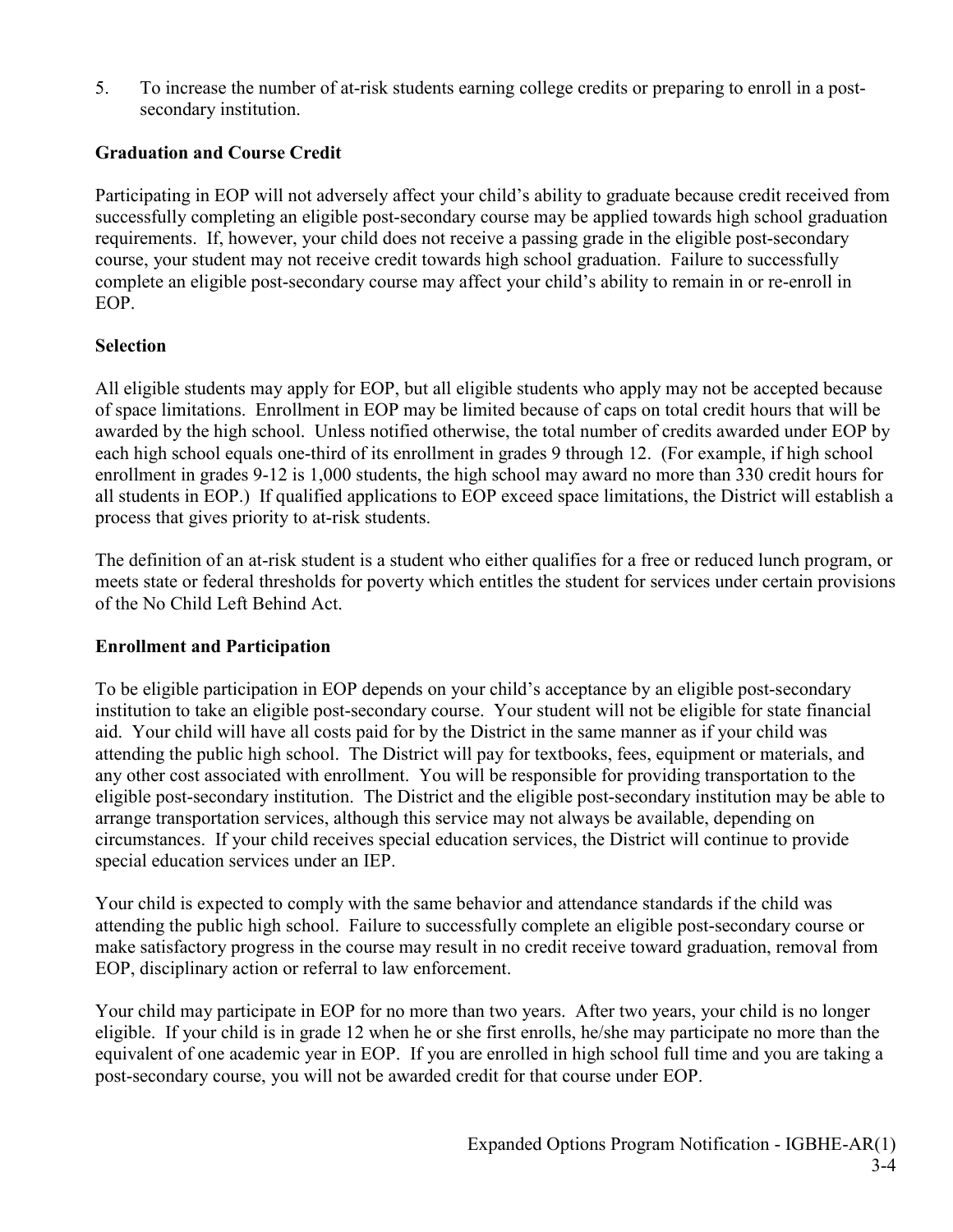5. To increase the number of at-risk students earning college credits or preparing to enroll in a post-secondary institution.

## Graduation and Course Credit

Participating in EOP will not adversely affect your child's ability to graduate because credit received from successfully completing an eligible post-secondary course may be applied towards high school graduation requirements. If, however, your child does not receive a passing grade in the eligible post-secondary course, your student may not receive credit towards high school graduation. Failure to successfully complete an eligible post-secondary course may affect your child's ability to remain in or re-enroll in EOP.

## Selection

All eligible students may apply for EOP, but all eligible students who apply may not be accepted because of space limitations. Enrollment in EOP may be limited because of caps on total credit hours that will be awarded by the high school. Unless notified otherwise, the total number of credits awarded under EOP by each high school equals one-third of its enrollment in grades 9 through 12. (For example, if high school enrollment in grades 9-12 is 1,000 students, the high school may award no more than 330 credit hours for all students in EOP.) If qualified applications to EOP exceed space limitations, the District will establish a process that gives priority to at-risk students.

The definition of an at-risk student is a student who either qualifies for a free or reduced lunch program, or meets state or federal thresholds for poverty which entitles the student for services under certain provisions of the No Child Left Behind Act.

## Enrollment and Participation

To be eligible participation in EOP depends on your child's acceptance by an eligible post-secondary institution to take an eligible post-secondary course. Your student will not be eligible for state financial aid. Your child will have all costs paid for by the District in the same manner as if your child was attending the public high school. The District will pay for textbooks, fees, equipment or materials, and any other cost associated with enrollment. You will be responsible for providing transportation to the eligible post-secondary institution. The District and the eligible post-secondary institution may be able to arrange transportation services, although this service may not always be available, depending on circumstances. If your child receives special education services, the District will continue to provide special education services under an IEP.

Your child is expected to comply with the same behavior and attendance standards if the child was attending the public high school. Failure to successfully complete an eligible post-secondary course or make satisfactory progress in the course may result in no credit receive toward graduation, removal from EOP, disciplinary action or referral to law enforcement.

Your child may participate in EOP for no more than two years. After two years, your child is no longer eligible. If your child is in grade 12 when he or she first enrolls, he/she may participate no more than the equivalent of one academic year in EOP. If you are enrolled in high school full time and you are taking a post-secondary course, you will not be awarded credit for that course under EOP.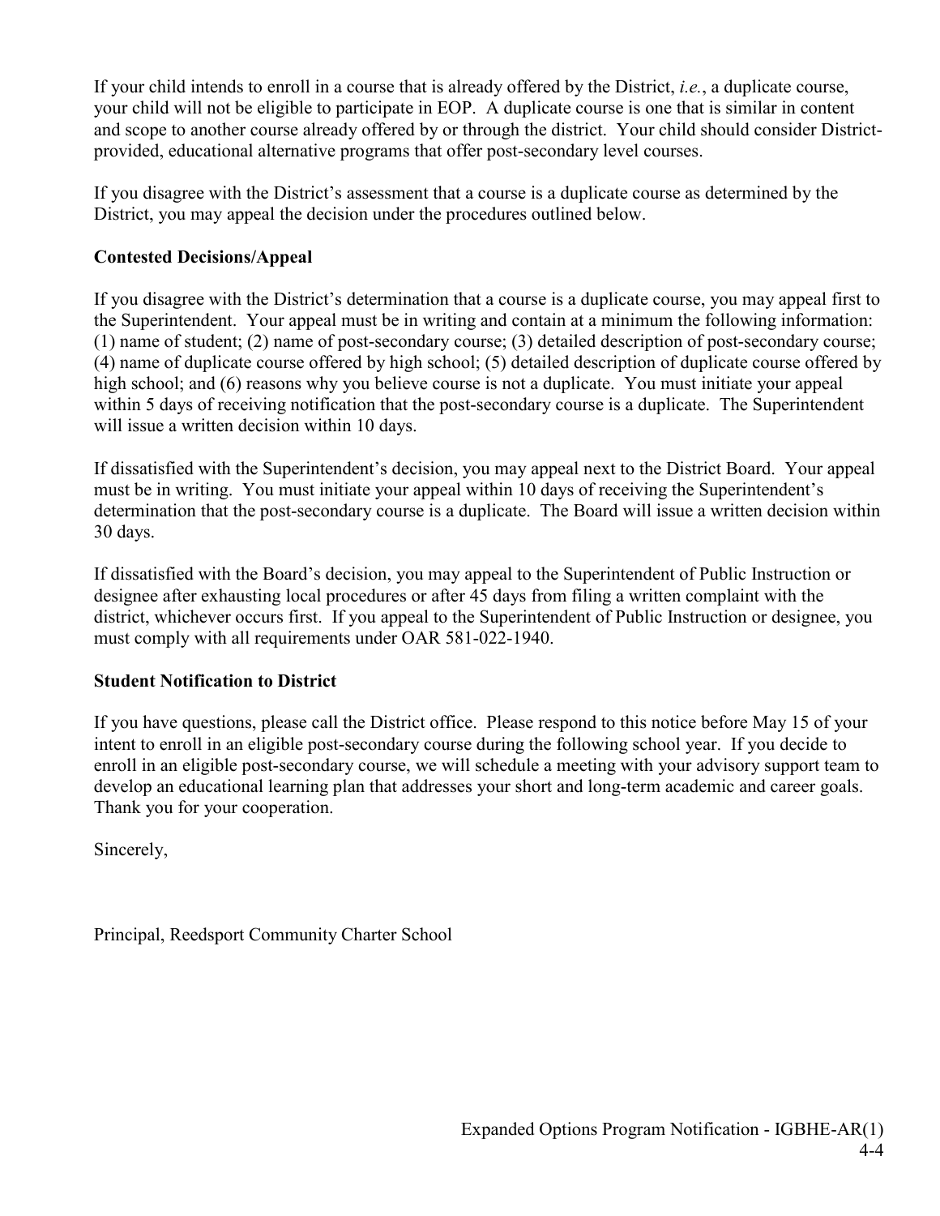If your child intends to enroll in a course that is already offered by the District, *i.e.*, a duplicate course, your child will not be eligible to participate in EOP. A duplicate course is one that is similar in content and scope to another course already offered by or through the district. Your child should consider District-provided, educational alternative programs that offer post-secondary level courses.

If you disagree with the District's assessment that a course is a duplicate course as determined by the District, you may appeal the decision under the procedures outlined below.

**Contested Decisions/Appeal**

If you disagree with the District's determination that a course is a duplicate course, you may appeal first to the Superintendent. Your appeal must be in writing and contain at a minimum the following information: (1) name of student; (2) name of post-secondary course; (3) detailed description of post-secondary course; (4) name of duplicate course offered by high school; (5) detailed description of duplicate course offered by high school; and (6) reasons why you believe course is not a duplicate. You must initiate your appeal within 5 days of receiving notification that the post-secondary course is a duplicate. The Superintendent will issue a written decision within 10 days.

If dissatisfied with the Superintendent's decision, you may appeal next to the District Board. Your appeal must be in writing. You must initiate your appeal within 10 days of receiving the Superintendent's determination that the post-secondary course is a duplicate. The Board will issue a written decision within 30 days.

If dissatisfied with the Board's decision, you may appeal to the Superintendent of Public Instruction or designee after exhausting local procedures or after 45 days from filing a written complaint with the district, whichever occurs first. If you appeal to the Superintendent of Public Instruction or designee, you must comply with all requirements under OAR 581-022-1940.

**Student Notification to District**

If you have questions, please call the District office. Please respond to this notice before May 15 of your intent to enroll in an eligible post-secondary course during the following school year. If you decide to enroll in an eligible post-secondary course, we will schedule a meeting with your advisory support team to develop an educational learning plan that addresses your short and long-term academic and career goals. Thank you for your cooperation.

Sincerely,

Principal, Reedsport Community Charter School